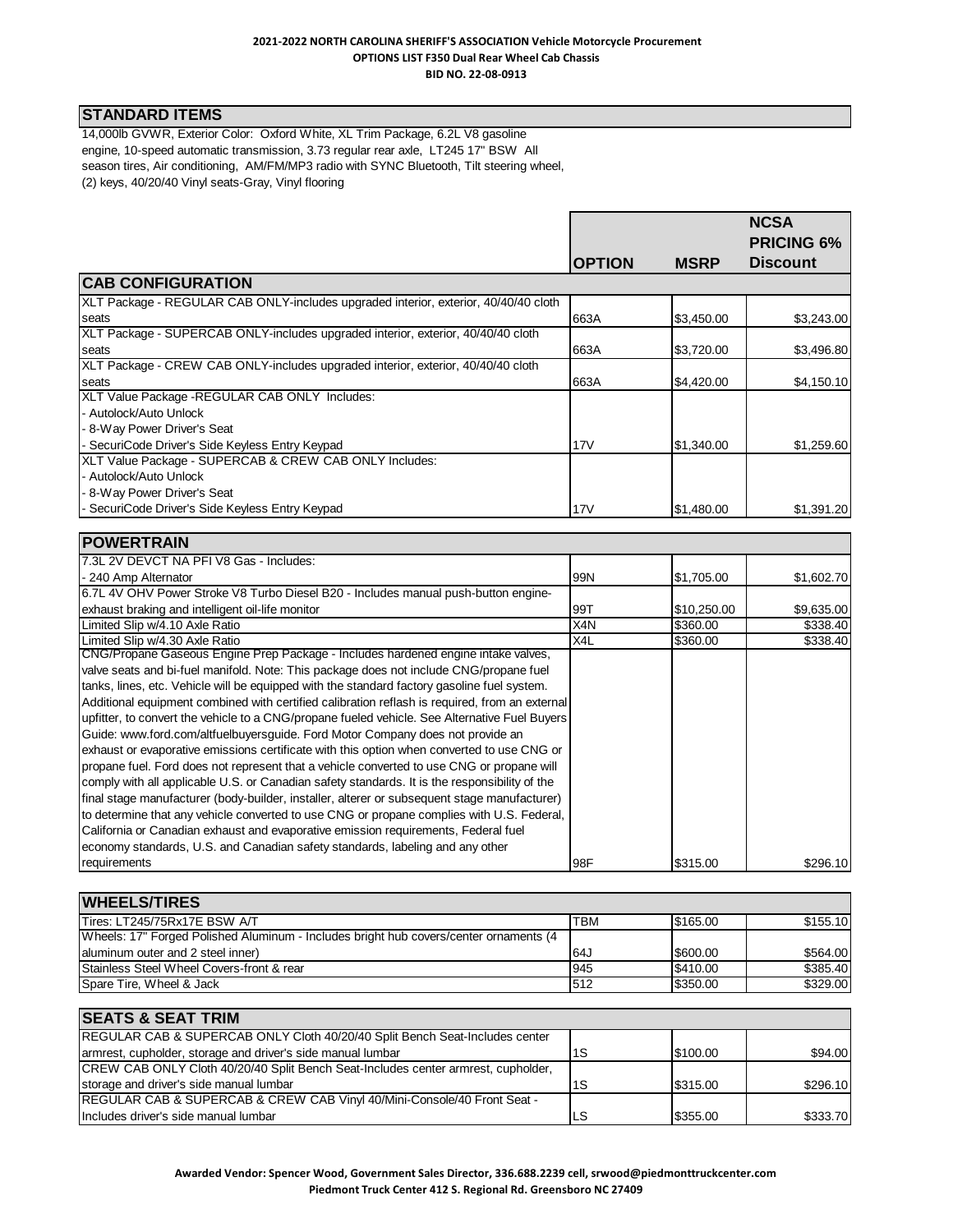**2021-2022 NORTH CAROLINA SHERIFF'S ASSOCIATION Vehicle Motorcycle Procurement**
**OPTIONS LIST F350 Dual Rear Wheel Cab Chassis**
**BID NO. 22-08-0913**

## STANDARD ITEMS

14,000lb GVWR, Exterior Color: Oxford White, XL Trim Package, 6.2L V8 gasoline engine, 10-speed automatic transmission, 3.73 regular rear axle, LT245 17" BSW All season tires, Air conditioning, AM/FM/MP3 radio with SYNC Bluetooth, Tilt steering wheel, (2) keys, 40/20/40 Vinyl seats-Gray, Vinyl flooring

| | OPTION | MSRP | NCSA PRICING 6% Discount |
|---|---|---|---|
| **CAB CONFIGURATION** | | | |
| XLT Package - REGULAR CAB ONLY-includes upgraded interior, exterior, 40/40/40 cloth seats | 663A | $3,450.00 | $3,243.00 |
| XLT Package - SUPERCAB ONLY-includes upgraded interior, exterior, 40/40/40 cloth seats | 663A | $3,720.00 | $3,496.80 |
| XLT Package - CREW CAB ONLY-includes upgraded interior, exterior, 40/40/40 cloth seats | 663A | $4,420.00 | $4,150.10 |
| XLT Value Package -REGULAR CAB ONLY Includes: - Autolock/Auto Unlock - 8-Way Power Driver's Seat - SecuriCode Driver's Side Keyless Entry Keypad | 17V | $1,340.00 | $1,259.60 |
| XLT Value Package - SUPERCAB & CREW CAB ONLY Includes: - Autolock/Auto Unlock - 8-Way Power Driver's Seat - SecuriCode Driver's Side Keyless Entry Keypad | 17V | $1,480.00 | $1,391.20 |
| **POWERTRAIN** | | | |
| 7.3L 2V DEVCT NA PFI V8 Gas - Includes: - 240 Amp Alternator | 99N | $1,705.00 | $1,602.70 |
| 6.7L 4V OHV Power Stroke V8 Turbo Diesel B20 - Includes manual push-button engine-exhaust braking and intelligent oil-life monitor | 99T | $10,250.00 | $9,635.00 |
| Limited Slip w/4.10 Axle Ratio | X4N | $360.00 | $338.40 |
| Limited Slip w/4.30 Axle Ratio | X4L | $360.00 | $338.40 |
| CNG/Propane Gaseous Engine Prep Package - Includes hardened engine intake valves, valve seats and bi-fuel manifold. Note: This package does not include CNG/propane fuel tanks, lines, etc. Vehicle will be equipped with the standard factory gasoline fuel system. Additional equipment combined with certified calibration reflash is required, from an external upfitter, to convert the vehicle to a CNG/propane fueled vehicle. See Alternative Fuel Buyers Guide: www.ford.com/altfuelbuyersguide. Ford Motor Company does not provide an exhaust or evaporative emissions certificate with this option when converted to use CNG or propane fuel. Ford does not represent that a vehicle converted to use CNG or propane will comply with all applicable U.S. or Canadian safety standards. It is the responsibility of the final stage manufacturer (body-builder, installer, alterer or subsequent stage manufacturer) to determine that any vehicle converted to use CNG or propane complies with U.S. Federal, California or Canadian exhaust and evaporative emission requirements, Federal fuel economy standards, U.S. and Canadian safety standards, labeling and any other requirements | 98F | $315.00 | $296.10 |
| **WHEELS/TIRES** | | | |
| Tires: LT245/75Rx17E BSW A/T | TBM | $165.00 | $155.10 |
| Wheels: 17" Forged Polished Aluminum - Includes bright hub covers/center ornaments (4 aluminum outer and 2 steel inner) | 64J | $600.00 | $564.00 |
| Stainless Steel Wheel Covers-front & rear | 945 | $410.00 | $385.40 |
| Spare Tire, Wheel & Jack | 512 | $350.00 | $329.00 |
| **SEATS & SEAT TRIM** | | | |
| REGULAR CAB & SUPERCAB ONLY Cloth 40/20/40 Split Bench Seat-Includes center armrest, cupholder, storage and driver's side manual lumbar | 1S | $100.00 | $94.00 |
| CREW CAB ONLY Cloth 40/20/40 Split Bench Seat-Includes center armrest, cupholder, storage and driver's side manual lumbar | 1S | $315.00 | $296.10 |
| REGULAR CAB & SUPERCAB & CREW CAB Vinyl 40/Mini-Console/40 Front Seat - Includes driver's side manual lumbar | LS | $355.00 | $333.70 |

**Awarded Vendor: Spencer Wood, Government Sales Director, 336.688.2239 cell, srwood@piedmonttruckcenter.com**
**Piedmont Truck Center 412 S. Regional Rd. Greensboro NC 27409**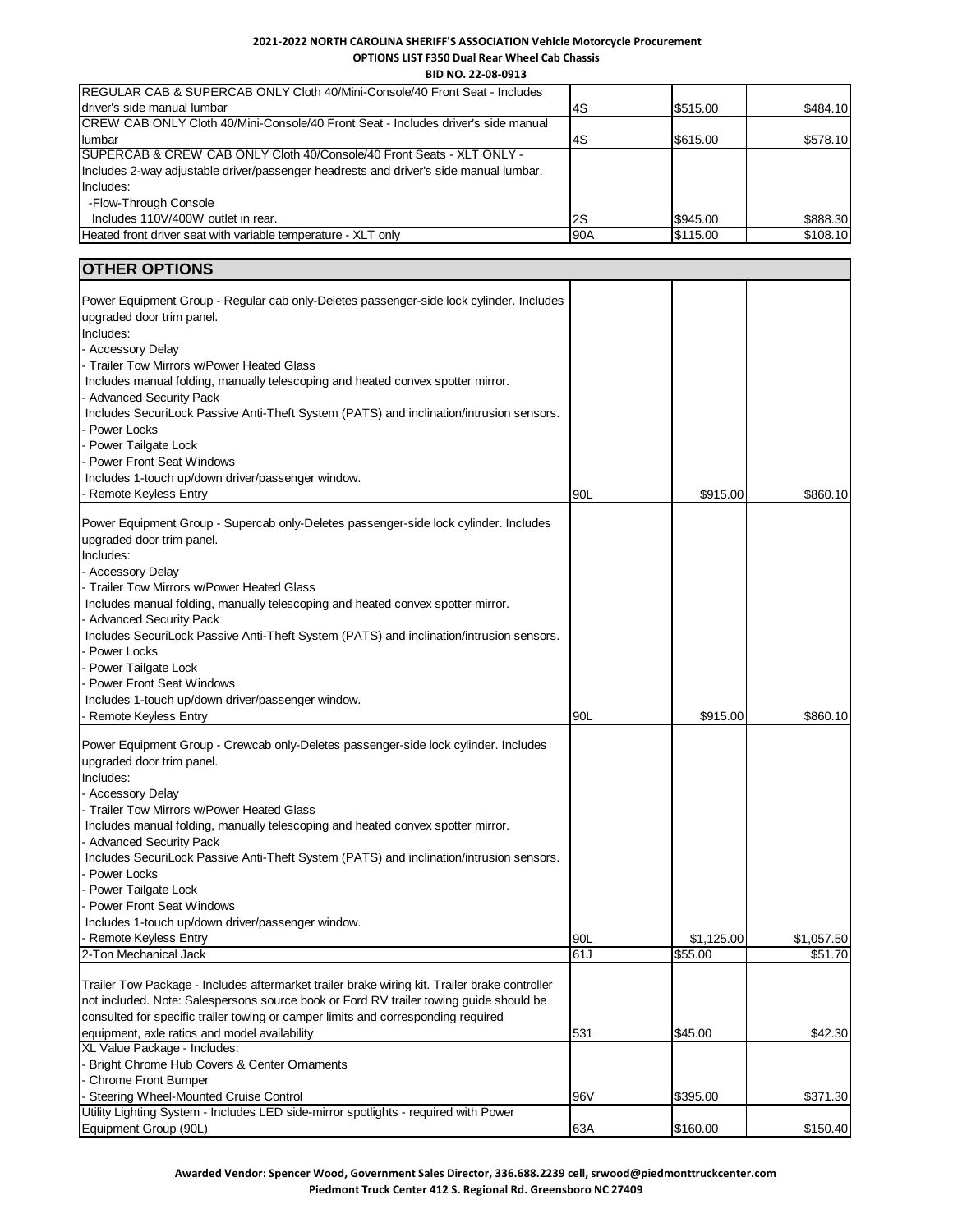**2021-2022 NORTH CAROLINA SHERIFF'S ASSOCIATION Vehicle Motorcycle Procurement**
**OPTIONS LIST F350 Dual Rear Wheel Cab Chassis**
**BID NO. 22-08-0913**

| | | | |
|---|---|---|---|
| REGULAR CAB & SUPERCAB ONLY Cloth 40/Mini-Console/40 Front Seat - Includes driver's side manual lumbar | 4S | $515.00 | $484.10 |
| CREW CAB ONLY Cloth 40/Mini-Console/40 Front Seat - Includes driver's side manual lumbar | 4S | $615.00 | $578.10 |
| SUPERCAB & CREW CAB ONLY Cloth 40/Console/40 Front Seats - XLT ONLY - Includes 2-way adjustable driver/passenger headrests and driver's side manual lumbar. Includes: -Flow-Through Console Includes 110V/400W outlet in rear. | 2S | $945.00 | $888.30 |
| Heated front driver seat with variable temperature - XLT only | 90A | $115.00 | $108.10 |

## OTHER OPTIONS

| | | | |
|---|---|---|---|
| Power Equipment Group - Regular cab only-Deletes passenger-side lock cylinder. Includes upgraded door trim panel. Includes: - Accessory Delay - Trailer Tow Mirrors w/Power Heated Glass Includes manual folding, manually telescoping and heated convex spotter mirror. - Advanced Security Pack Includes SecuriLock Passive Anti-Theft System (PATS) and inclination/intrusion sensors. - Power Locks - Power Tailgate Lock - Power Front Seat Windows Includes 1-touch up/down driver/passenger window. - Remote Keyless Entry | 90L | $915.00 | $860.10 |
| Power Equipment Group - Supercab only-Deletes passenger-side lock cylinder. Includes upgraded door trim panel. Includes: - Accessory Delay - Trailer Tow Mirrors w/Power Heated Glass Includes manual folding, manually telescoping and heated convex spotter mirror. - Advanced Security Pack Includes SecuriLock Passive Anti-Theft System (PATS) and inclination/intrusion sensors. - Power Locks - Power Tailgate Lock - Power Front Seat Windows Includes 1-touch up/down driver/passenger window. - Remote Keyless Entry | 90L | $915.00 | $860.10 |
| Power Equipment Group - Crewcab only-Deletes passenger-side lock cylinder. Includes upgraded door trim panel. Includes: - Accessory Delay - Trailer Tow Mirrors w/Power Heated Glass Includes manual folding, manually telescoping and heated convex spotter mirror. - Advanced Security Pack Includes SecuriLock Passive Anti-Theft System (PATS) and inclination/intrusion sensors. - Power Locks - Power Tailgate Lock - Power Front Seat Windows Includes 1-touch up/down driver/passenger window. - Remote Keyless Entry | 90L | $1,125.00 | $1,057.50 |
| 2-Ton Mechanical Jack | 61J | $55.00 | $51.70 |
| Trailer Tow Package - Includes aftermarket trailer brake wiring kit. Trailer brake controller not included. Note: Salespersons source book or Ford RV trailer towing guide should be consulted for specific trailer towing or camper limits and corresponding required equipment, axle ratios and model availability | 531 | $45.00 | $42.30 |
| XL Value Package - Includes: - Bright Chrome Hub Covers & Center Ornaments - Chrome Front Bumper - Steering Wheel-Mounted Cruise Control | 96V | $395.00 | $371.30 |
| Utility Lighting System - Includes LED side-mirror spotlights - required with Power Equipment Group (90L) | 63A | $160.00 | $150.40 |

**Awarded Vendor: Spencer Wood, Government Sales Director, 336.688.2239 cell, srwood@piedmonttruckcenter.com**
**Piedmont Truck Center 412 S. Regional Rd. Greensboro NC 27409**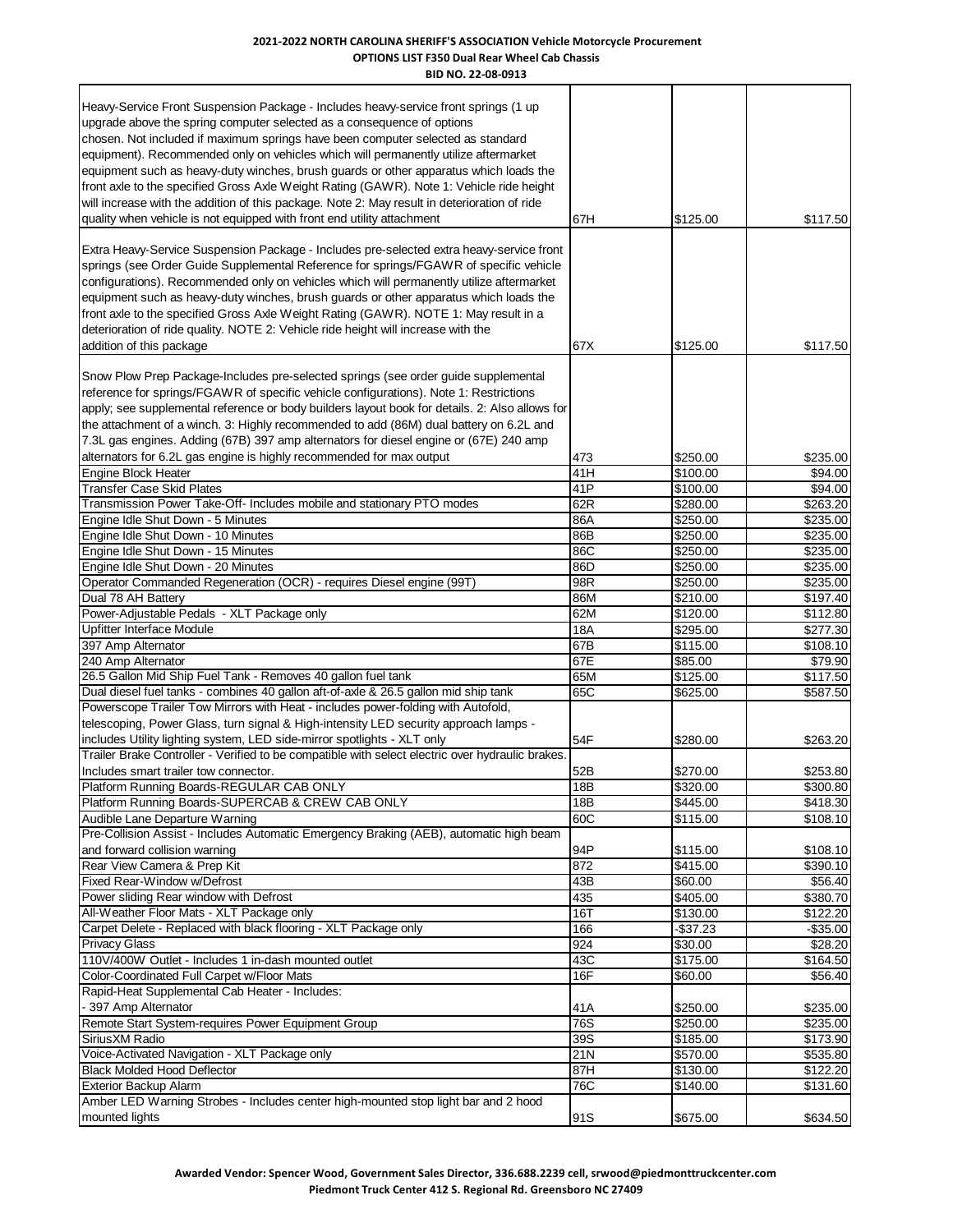**2021-2022 NORTH CAROLINA SHERIFF'S ASSOCIATION Vehicle Motorcycle Procurement**
**OPTIONS LIST F350 Dual Rear Wheel Cab Chassis**
**BID NO. 22-08-0913**

| | | | |
|---|---|---|---|
| Heavy-Service Front Suspension Package - Includes heavy-service front springs (1 up upgrade above the spring computer selected as a consequence of options chosen. Not included if maximum springs have been computer selected as standard equipment). Recommended only on vehicles which will permanently utilize aftermarket equipment such as heavy-duty winches, brush guards or other apparatus which loads the front axle to the specified Gross Axle Weight Rating (GAWR). Note 1: Vehicle ride height will increase with the addition of this package. Note 2: May result in deterioration of ride quality when vehicle is not equipped with front end utility attachment | 67H | $125.00 | $117.50 |
| Extra Heavy-Service Suspension Package - Includes pre-selected extra heavy-service front springs (see Order Guide Supplemental Reference for springs/FGAWR of specific vehicle configurations). Recommended only on vehicles which will permanently utilize aftermarket equipment such as heavy-duty winches, brush guards or other apparatus which loads the front axle to the specified Gross Axle Weight Rating (GAWR). NOTE 1: May result in a deterioration of ride quality. NOTE 2: Vehicle ride height will increase with the addition of this package | 67X | $125.00 | $117.50 |
| Snow Plow Prep Package-Includes pre-selected springs (see order guide supplemental reference for springs/FGAWR of specific vehicle configurations). Note 1: Restrictions apply; see supplemental reference or body builders layout book for details. 2: Also allows for the attachment of a winch. 3: Highly recommended to add (86M) dual battery on 6.2L and 7.3L gas engines. Adding (67B) 397 amp alternators for diesel engine or (67E) 240 amp alternators for 6.2L gas engine is highly recommended for max output | 473 | $250.00 | $235.00 |
| Engine Block Heater | 41H | $100.00 | $94.00 |
| Transfer Case Skid Plates | 41P | $100.00 | $94.00 |
| Transmission Power Take-Off- Includes mobile and stationary PTO modes | 62R | $280.00 | $263.20 |
| Engine Idle Shut Down - 5 Minutes | 86A | $250.00 | $235.00 |
| Engine Idle Shut Down - 10 Minutes | 86B | $250.00 | $235.00 |
| Engine Idle Shut Down - 15 Minutes | 86C | $250.00 | $235.00 |
| Engine Idle Shut Down - 20 Minutes | 86D | $250.00 | $235.00 |
| Operator Commanded Regeneration (OCR) - requires Diesel engine (99T) | 98R | $250.00 | $235.00 |
| Dual 78 AH Battery | 86M | $210.00 | $197.40 |
| Power-Adjustable Pedals - XLT Package only | 62M | $120.00 | $112.80 |
| Upfitter Interface Module | 18A | $295.00 | $277.30 |
| 397 Amp Alternator | 67B | $115.00 | $108.10 |
| 240 Amp Alternator | 67E | $85.00 | $79.90 |
| 26.5 Gallon Mid Ship Fuel Tank - Removes 40 gallon fuel tank | 65M | $125.00 | $117.50 |
| Dual diesel fuel tanks - combines 40 gallon aft-of-axle & 26.5 gallon mid ship tank | 65C | $625.00 | $587.50 |
| Powerscope Trailer Tow Mirrors with Heat - includes power-folding with Autofold, telescoping, Power Glass, turn signal & High-intensity LED security approach lamps - includes Utility lighting system, LED side-mirror spotlights - XLT only | 54F | $280.00 | $263.20 |
| Trailer Brake Controller - Verified to be compatible with select electric over hydraulic brakes. Includes smart trailer tow connector. | 52B | $270.00 | $253.80 |
| Platform Running Boards-REGULAR CAB ONLY | 18B | $320.00 | $300.80 |
| Platform Running Boards-SUPERCAB & CREW CAB ONLY | 18B | $445.00 | $418.30 |
| Audible Lane Departure Warning | 60C | $115.00 | $108.10 |
| Pre-Collision Assist - Includes Automatic Emergency Braking (AEB), automatic high beam and forward collision warning | 94P | $115.00 | $108.10 |
| Rear View Camera & Prep Kit | 872 | $415.00 | $390.10 |
| Fixed Rear-Window w/Defrost | 43B | $60.00 | $56.40 |
| Power sliding Rear window with Defrost | 435 | $405.00 | $380.70 |
| All-Weather Floor Mats - XLT Package only | 16T | $130.00 | $122.20 |
| Carpet Delete - Replaced with black flooring - XLT Package only | 166 | -$37.23 | -$35.00 |
| Privacy Glass | 924 | $30.00 | $28.20 |
| 110V/400W Outlet - Includes 1 in-dash mounted outlet | 43C | $175.00 | $164.50 |
| Color-Coordinated Full Carpet w/Floor Mats | 16F | $60.00 | $56.40 |
| Rapid-Heat Supplemental Cab Heater - Includes: - 397 Amp Alternator | 41A | $250.00 | $235.00 |
| Remote Start System-requires Power Equipment Group | 76S | $250.00 | $235.00 |
| SiriusXM Radio | 39S | $185.00 | $173.90 |
| Voice-Activated Navigation - XLT Package only | 21N | $570.00 | $535.80 |
| Black Molded Hood Deflector | 87H | $130.00 | $122.20 |
| Exterior Backup Alarm | 76C | $140.00 | $131.60 |
| Amber LED Warning Strobes - Includes center high-mounted stop light bar and 2 hood mounted lights | 91S | $675.00 | $634.50 |

**Awarded Vendor: Spencer Wood, Government Sales Director, 336.688.2239 cell, srwood@piedmonttruckcenter.com**
**Piedmont Truck Center 412 S. Regional Rd. Greensboro NC 27409**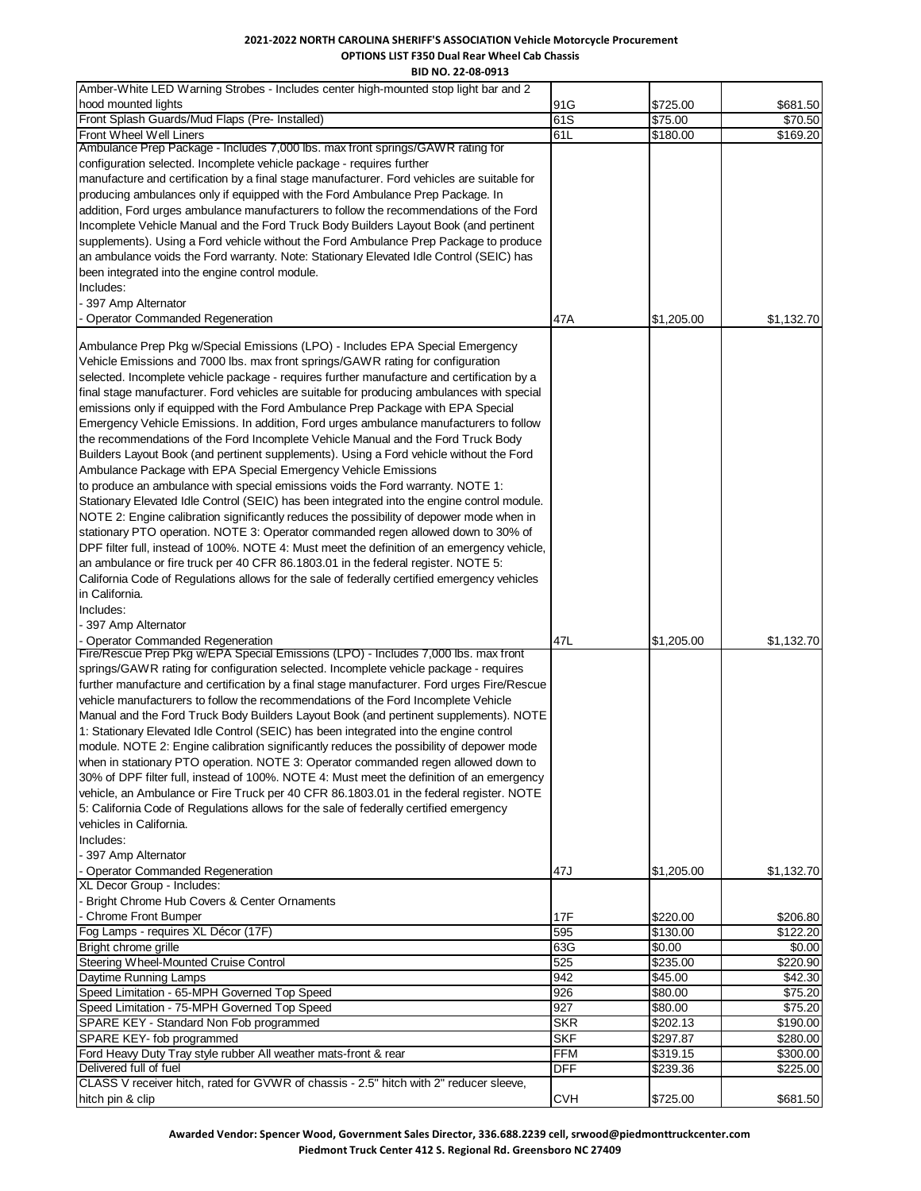**2021-2022 NORTH CAROLINA SHERIFF'S ASSOCIATION Vehicle Motorcycle Procurement**
**OPTIONS LIST F350 Dual Rear Wheel Cab Chassis**
**BID NO. 22-08-0913**

| | | | |
|---|---|---|---|
| Amber-White LED Warning Strobes - Includes center high-mounted stop light bar and 2 hood mounted lights | 91G | $725.00 | $681.50 |
| Front Splash Guards/Mud Flaps (Pre- Installed) | 61S | $75.00 | $70.50 |
| Front Wheel Well Liners | 61L | $180.00 | $169.20 |
| Ambulance Prep Package - Includes 7,000 lbs. max front springs/GAWR rating for configuration selected. Incomplete vehicle package - requires further manufacture and certification by a final stage manufacturer. Ford vehicles are suitable for producing ambulances only if equipped with the Ford Ambulance Prep Package. In addition, Ford urges ambulance manufacturers to follow the recommendations of the Ford Incomplete Vehicle Manual and the Ford Truck Body Builders Layout Book (and pertinent supplements). Using a Ford vehicle without the Ford Ambulance Prep Package to produce an ambulance voids the Ford warranty. Note: Stationary Elevated Idle Control (SEIC) has been integrated into the engine control module.<br>Includes:<br>- 397 Amp Alternator<br>- Operator Commanded Regeneration | 47A | $1,205.00 | $1,132.70 |
| Ambulance Prep Pkg w/Special Emissions (LPO) - Includes EPA Special Emergency Vehicle Emissions and 7000 lbs. max front springs/GAWR rating for configuration selected. Incomplete vehicle package - requires further manufacture and certification by a final stage manufacturer. Ford vehicles are suitable for producing ambulances with special emissions only if equipped with the Ford Ambulance Prep Package with EPA Special Emergency Vehicle Emissions. In addition, Ford urges ambulance manufacturers to follow the recommendations of the Ford Incomplete Vehicle Manual and the Ford Truck Body Builders Layout Book (and pertinent supplements). Using a Ford vehicle without the Ford Ambulance Package with EPA Special Emergency Vehicle Emissions to produce an ambulance with special emissions voids the Ford warranty. NOTE 1: Stationary Elevated Idle Control (SEIC) has been integrated into the engine control module. NOTE 2: Engine calibration significantly reduces the possibility of depower mode when in stationary PTO operation. NOTE 3: Operator commanded regen allowed down to 30% of DPF filter full, instead of 100%. NOTE 4: Must meet the definition of an emergency vehicle, an ambulance or fire truck per 40 CFR 86.1803.01 in the federal register. NOTE 5: California Code of Regulations allows for the sale of federally certified emergency vehicles in California.<br>Includes:<br>- 397 Amp Alternator<br>- Operator Commanded Regeneration | 47L | $1,205.00 | $1,132.70 |
| Fire/Rescue Prep Pkg w/EPA Special Emissions (LPO) - Includes 7,000 lbs. max front springs/GAWR rating for configuration selected. Incomplete vehicle package - requires further manufacture and certification by a final stage manufacturer. Ford urges Fire/Rescue vehicle manufacturers to follow the recommendations of the Ford Incomplete Vehicle Manual and the Ford Truck Body Builders Layout Book (and pertinent supplements). NOTE 1: Stationary Elevated Idle Control (SEIC) has been integrated into the engine control module. NOTE 2: Engine calibration significantly reduces the possibility of depower mode when in stationary PTO operation. NOTE 3: Operator commanded regen allowed down to 30% of DPF filter full, instead of 100%. NOTE 4: Must meet the definition of an emergency vehicle, an Ambulance or Fire Truck per 40 CFR 86.1803.01 in the federal register. NOTE 5: California Code of Regulations allows for the sale of federally certified emergency vehicles in California.<br>Includes:<br>- 397 Amp Alternator<br>- Operator Commanded Regeneration | 47J | $1,205.00 | $1,132.70 |
| XL Decor Group - Includes:<br>- Bright Chrome Hub Covers & Center Ornaments<br>- Chrome Front Bumper | 17F | $220.00 | $206.80 |
| Fog Lamps - requires XL Décor (17F) | 595 | $130.00 | $122.20 |
| Bright chrome grille | 63G | $0.00 | $0.00 |
| Steering Wheel-Mounted Cruise Control | 525 | $235.00 | $220.90 |
| Daytime Running Lamps | 942 | $45.00 | $42.30 |
| Speed Limitation - 65-MPH Governed Top Speed | 926 | $80.00 | $75.20 |
| Speed Limitation - 75-MPH Governed Top Speed | 927 | $80.00 | $75.20 |
| SPARE KEY - Standard Non Fob programmed | SKR | $202.13 | $190.00 |
| SPARE KEY- fob programmed | SKF | $297.87 | $280.00 |
| Ford Heavy Duty Tray style rubber All weather mats-front & rear | FFM | $319.15 | $300.00 |
| Delivered full of fuel | DFF | $239.36 | $225.00 |
| CLASS V receiver hitch, rated for GVWR of chassis - 2.5" hitch with 2" reducer sleeve, hitch pin & clip | CVH | $725.00 | $681.50 |

**Awarded Vendor: Spencer Wood, Government Sales Director, 336.688.2239 cell, srwood@piedmonttruckcenter.com**
**Piedmont Truck Center 412 S. Regional Rd. Greensboro NC 27409**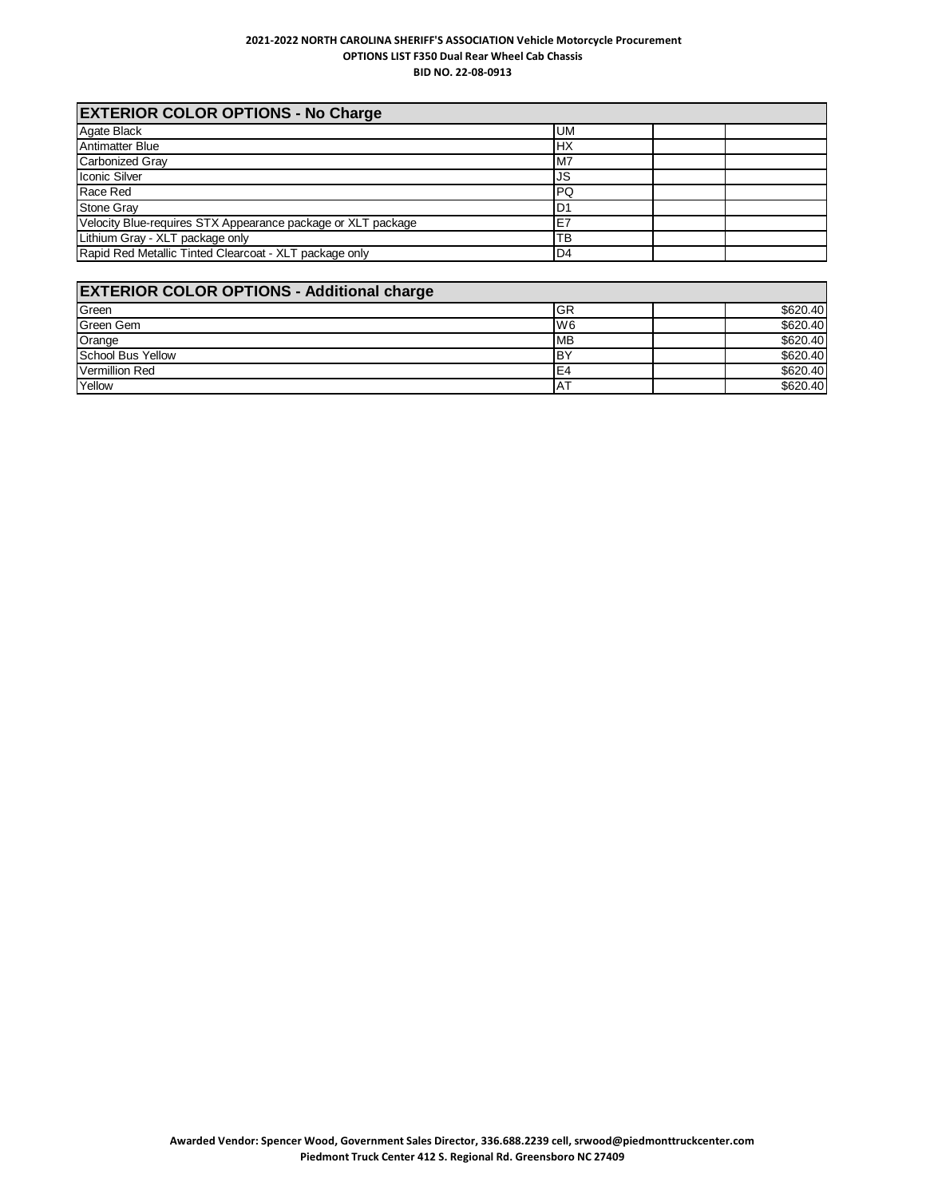**2021-2022 NORTH CAROLINA SHERIFF'S ASSOCIATION Vehicle Motorcycle Procurement**
**OPTIONS LIST F350 Dual Rear Wheel Cab Chassis**
**BID NO. 22-08-0913**

| EXTERIOR COLOR OPTIONS - No Charge | | | |
|---|---|---|---|
| Agate Black | UM | | |
| Antimatter Blue | HX | | |
| Carbonized Gray | M7 | | |
| Iconic Silver | JS | | |
| Race Red | PQ | | |
| Stone Gray | D1 | | |
| Velocity Blue-requires STX Appearance package or XLT package | E7 | | |
| Lithium Gray - XLT package only | TB | | |
| Rapid Red Metallic Tinted Clearcoat - XLT package only | D4 | | |

| EXTERIOR COLOR OPTIONS - Additional charge | | | |
|---|---|---|---|
| Green | GR | | $620.40 |
| Green Gem | W6 | | $620.40 |
| Orange | MB | | $620.40 |
| School Bus Yellow | BY | | $620.40 |
| Vermillion Red | E4 | | $620.40 |
| Yellow | AT | | $620.40 |

**Awarded Vendor: Spencer Wood, Government Sales Director, 336.688.2239 cell, srwood@piedmonttruckcenter.com**
**Piedmont Truck Center 412 S. Regional Rd. Greensboro NC 27409**